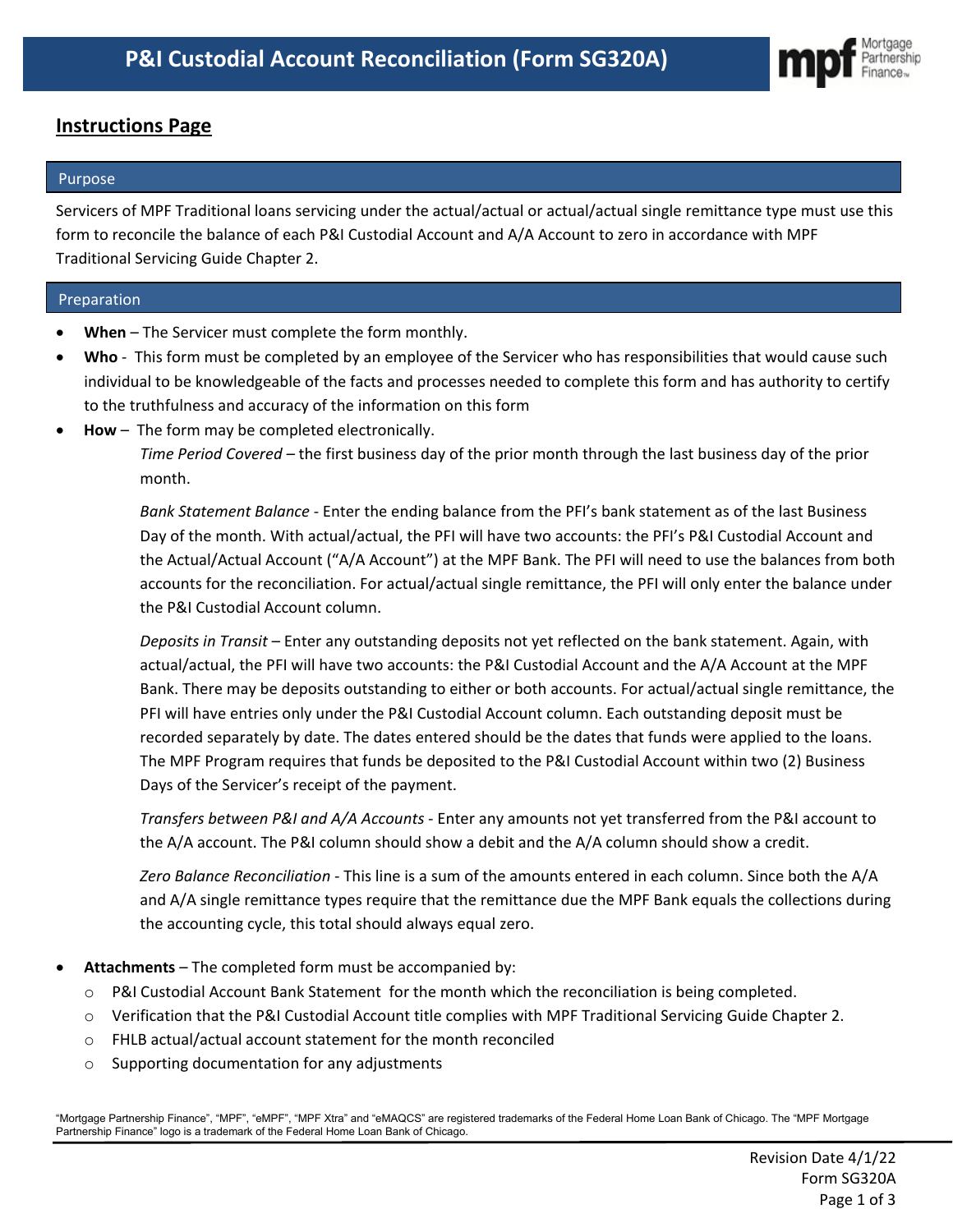# P&I Custodial Account Reconciliation (Form SG320A)

## Instructions Page

### Purpose

Servicers of MPF Traditional loans servicing under the actual/actual or actual/actual single remittance type must use this form to reconcile the balance of each P&I Custodial Account and A/A Account to zero in accordance with MPF Traditional Servicing Guide Chapter 2.

### Preparation

- **When** – The Servicer must complete the form monthly.
- **Who** - This form must be completed by an employee of the Servicer who has responsibilities that would cause such individual to be knowledgeable of the facts and processes needed to complete this form and has authority to certify to the truthfulness and accuracy of the information on this form
- **How** – The form may be completed electronically.

  *Time Period Covered* – the first business day of the prior month through the last business day of the prior month.

  *Bank Statement Balance* - Enter the ending balance from the PFI's bank statement as of the last Business Day of the month. With actual/actual, the PFI will have two accounts: the PFI's P&I Custodial Account and the Actual/Actual Account ("A/A Account") at the MPF Bank. The PFI will need to use the balances from both accounts for the reconciliation. For actual/actual single remittance, the PFI will only enter the balance under the P&I Custodial Account column.

  *Deposits in Transit* – Enter any outstanding deposits not yet reflected on the bank statement. Again, with actual/actual, the PFI will have two accounts: the P&I Custodial Account and the A/A Account at the MPF Bank. There may be deposits outstanding to either or both accounts. For actual/actual single remittance, the PFI will have entries only under the P&I Custodial Account column. Each outstanding deposit must be recorded separately by date. The dates entered should be the dates that funds were applied to the loans. The MPF Program requires that funds be deposited to the P&I Custodial Account within two (2) Business Days of the Servicer's receipt of the payment.

  *Transfers between P&I and A/A Accounts* - Enter any amounts not yet transferred from the P&I account to the A/A account. The P&I column should show a debit and the A/A column should show a credit.

  *Zero Balance Reconciliation* - This line is a sum of the amounts entered in each column. Since both the A/A and A/A single remittance types require that the remittance due the MPF Bank equals the collections during the accounting cycle, this total should always equal zero.

- **Attachments** – The completed form must be accompanied by:
  - P&I Custodial Account Bank Statement for the month which the reconciliation is being completed.
  - Verification that the P&I Custodial Account title complies with MPF Traditional Servicing Guide Chapter 2.
  - FHLB actual/actual account statement for the month reconciled
  - Supporting documentation for any adjustments

"Mortgage Partnership Finance", "MPF", "eMPF", "MPF Xtra" and "eMAQCS" are registered trademarks of the Federal Home Loan Bank of Chicago. The "MPF Mortgage Partnership Finance" logo is a trademark of the Federal Home Loan Bank of Chicago.

Revision Date 4/1/22
Form SG320A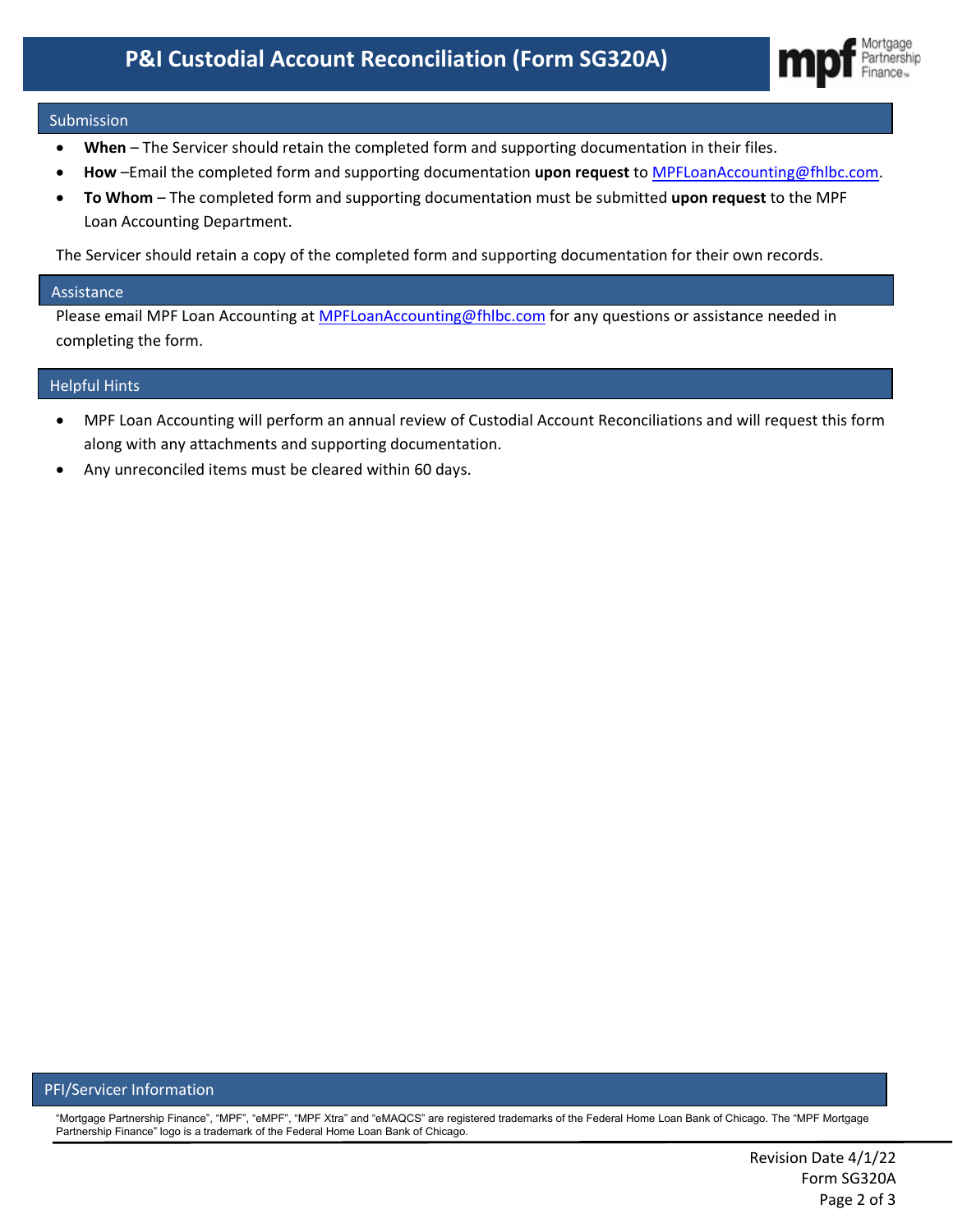# P&I Custodial Account Reconciliation (Form SG320A)

## Submission

- **When** – The Servicer should retain the completed form and supporting documentation in their files.
- **How** –Email the completed form and supporting documentation **upon request** to MPFLoanAccounting@fhlbc.com.
- **To Whom** – The completed form and supporting documentation must be submitted **upon request** to the MPF Loan Accounting Department.

The Servicer should retain a copy of the completed form and supporting documentation for their own records.

## Assistance

Please email MPF Loan Accounting at MPFLoanAccounting@fhlbc.com for any questions or assistance needed in completing the form.

## Helpful Hints

- MPF Loan Accounting will perform an annual review of Custodial Account Reconciliations and will request this form along with any attachments and supporting documentation.
- Any unreconciled items must be cleared within 60 days.

## PFI/Servicer Information

"Mortgage Partnership Finance", "MPF", "eMPF", "MPF Xtra" and "eMAQCS" are registered trademarks of the Federal Home Loan Bank of Chicago. The "MPF Mortgage Partnership Finance" logo is a trademark of the Federal Home Loan Bank of Chicago.

Revision Date 4/1/22
Form SG320A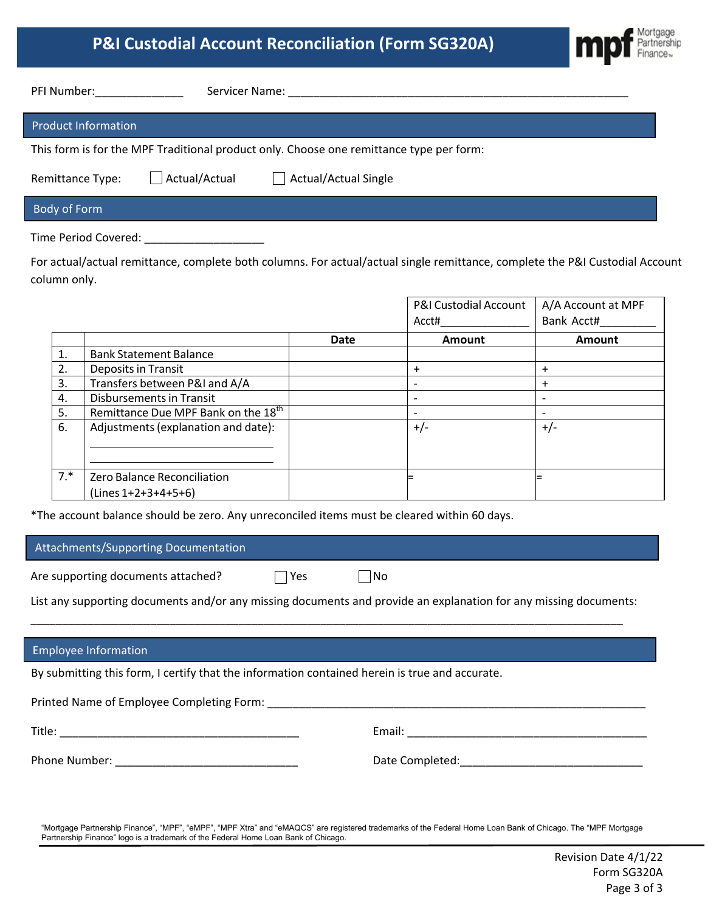# P&I Custodial Account Reconciliation (Form SG320A)

PFI Number:______________ Servicer Name: ________________________________________________________

## Product Information

This form is for the MPF Traditional product only. Choose one remittance type per form:

Remittance Type: ☐ Actual/Actual ☐ Actual/Actual Single

## Body of Form

Time Period Covered: ___________________

For actual/actual remittance, complete both columns. For actual/actual single remittance, complete the P&I Custodial Account column only.

| | | | P&I Custodial Account Acct#______________ | A/A Account at MPF Bank Acct#_________ |
|---|---|---|---|---|
| | | **Date** | **Amount** | **Amount** |
| 1. | Bank Statement Balance | | | |
| 2. | Deposits in Transit | | + | + |
| 3. | Transfers between P&I and A/A | | - | + |
| 4. | Disbursements in Transit | | - | - |
| 5. | Remittance Due MPF Bank on the 18th | | - | - |
| 6. | Adjustments (explanation and date): ______________________ ______________________ | | +/- | +/- |
| 7.* | Zero Balance Reconciliation (Lines 1+2+3+4+5+6) | | = | = |

*The account balance should be zero. Any unreconciled items must be cleared within 60 days.

## Attachments/Supporting Documentation

Are supporting documents attached? ☐ Yes ☐ No

List any supporting documents and/or any missing documents and provide an explanation for any missing documents:

_____________________________________________________________________________________________

## Employee Information

By submitting this form, I certify that the information contained herein is true and accurate.

Printed Name of Employee Completing Form: ______________________________________________________________

Title: _______________________________________ Email: ________________________________________

Phone Number: ______________________________ Date Completed:______________________________

"Mortgage Partnership Finance", "MPF", "eMPF", "MPF Xtra" and "eMAQCS" are registered trademarks of the Federal Home Loan Bank of Chicago. The "MPF Mortgage Partnership Finance" logo is a trademark of the Federal Home Loan Bank of Chicago.

Revision Date 4/1/22
Form SG320A